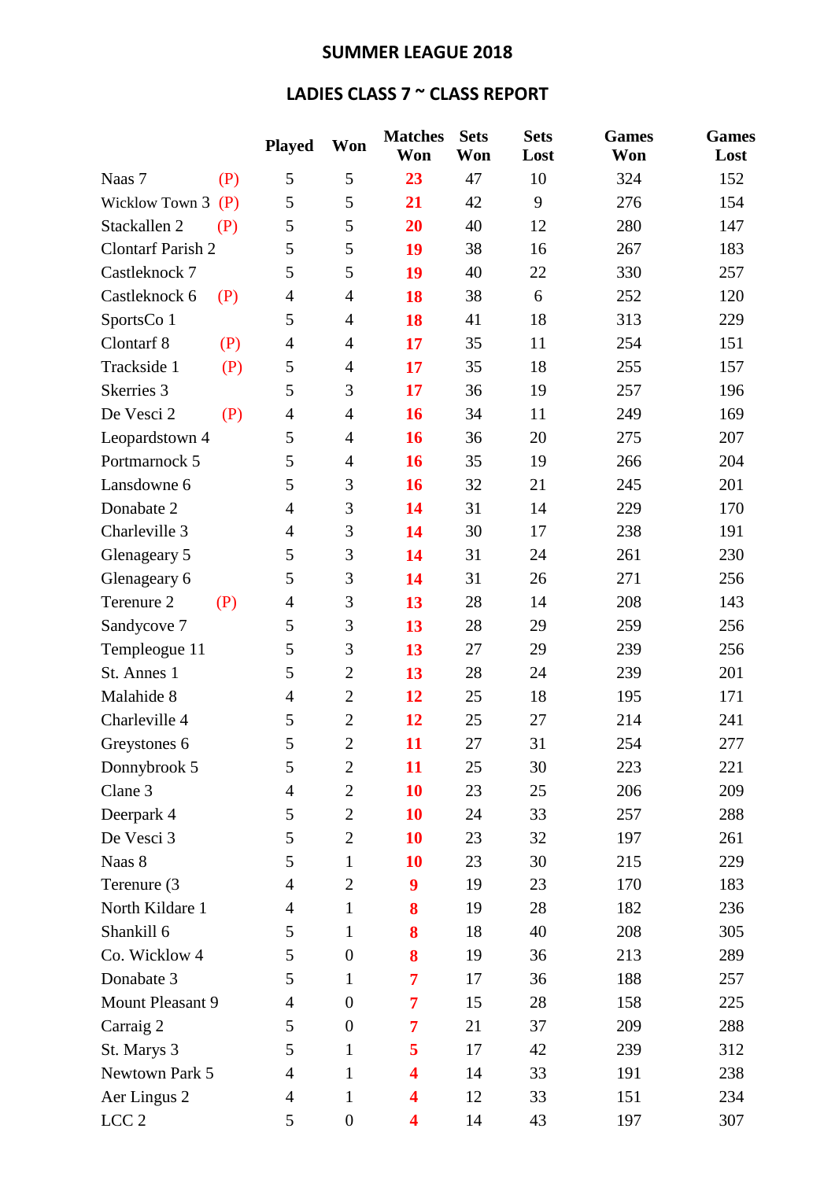# SUMMER LEAGUE 2018

## LADIES CLASS 7 ~ CLASS REPORT

| | | Played | Won | Matches Won | Sets Won | Sets Lost | Games Won | Games Lost |
|---|---|---|---|---|---|---|---|---|
| Naas 7 | (P) | 5 | 5 | **23** | 47 | 10 | 324 | 152 |
| Wicklow Town 3 | (P) | 5 | 5 | **21** | 42 | 9 | 276 | 154 |
| Stackallen 2 | (P) | 5 | 5 | **20** | 40 | 12 | 280 | 147 |
| Clontarf Parish 2 | | 5 | 5 | **19** | 38 | 16 | 267 | 183 |
| Castleknock 7 | | 5 | 5 | **19** | 40 | 22 | 330 | 257 |
| Castleknock 6 | (P) | 4 | 4 | **18** | 38 | 6 | 252 | 120 |
| SportsCo 1 | | 5 | 4 | **18** | 41 | 18 | 313 | 229 |
| Clontarf 8 | (P) | 4 | 4 | **17** | 35 | 11 | 254 | 151 |
| Trackside 1 | (P) | 5 | 4 | **17** | 35 | 18 | 255 | 157 |
| Skerries 3 | | 5 | 3 | **17** | 36 | 19 | 257 | 196 |
| De Vesci 2 | (P) | 4 | 4 | **16** | 34 | 11 | 249 | 169 |
| Leopardstown 4 | | 5 | 4 | **16** | 36 | 20 | 275 | 207 |
| Portmarnock 5 | | 5 | 4 | **16** | 35 | 19 | 266 | 204 |
| Lansdowne 6 | | 5 | 3 | **16** | 32 | 21 | 245 | 201 |
| Donabate 2 | | 4 | 3 | **14** | 31 | 14 | 229 | 170 |
| Charleville 3 | | 4 | 3 | **14** | 30 | 17 | 238 | 191 |
| Glenageary 5 | | 5 | 3 | **14** | 31 | 24 | 261 | 230 |
| Glenageary 6 | | 5 | 3 | **14** | 31 | 26 | 271 | 256 |
| Terenure 2 | (P) | 4 | 3 | **13** | 28 | 14 | 208 | 143 |
| Sandycove 7 | | 5 | 3 | **13** | 28 | 29 | 259 | 256 |
| Templeogue 11 | | 5 | 3 | **13** | 27 | 29 | 239 | 256 |
| St. Annes 1 | | 5 | 2 | **13** | 28 | 24 | 239 | 201 |
| Malahide 8 | | 4 | 2 | **12** | 25 | 18 | 195 | 171 |
| Charleville 4 | | 5 | 2 | **12** | 25 | 27 | 214 | 241 |
| Greystones 6 | | 5 | 2 | **11** | 27 | 31 | 254 | 277 |
| Donnybrook 5 | | 5 | 2 | **11** | 25 | 30 | 223 | 221 |
| Clane 3 | | 4 | 2 | **10** | 23 | 25 | 206 | 209 |
| Deerpark 4 | | 5 | 2 | **10** | 24 | 33 | 257 | 288 |
| De Vesci 3 | | 5 | 2 | **10** | 23 | 32 | 197 | 261 |
| Naas 8 | | 5 | 1 | **10** | 23 | 30 | 215 | 229 |
| Terenure (3 | | 4 | 2 | **9** | 19 | 23 | 170 | 183 |
| North Kildare 1 | | 4 | 1 | **8** | 19 | 28 | 182 | 236 |
| Shankill 6 | | 5 | 1 | **8** | 18 | 40 | 208 | 305 |
| Co. Wicklow 4 | | 5 | 0 | **8** | 19 | 36 | 213 | 289 |
| Donabate 3 | | 5 | 1 | **7** | 17 | 36 | 188 | 257 |
| Mount Pleasant 9 | | 4 | 0 | **7** | 15 | 28 | 158 | 225 |
| Carraig 2 | | 5 | 0 | **7** | 21 | 37 | 209 | 288 |
| St. Marys 3 | | 5 | 1 | **5** | 17 | 42 | 239 | 312 |
| Newtown Park 5 | | 4 | 1 | **4** | 14 | 33 | 191 | 238 |
| Aer Lingus 2 | | 4 | 1 | **4** | 12 | 33 | 151 | 234 |
| LCC 2 | | 5 | 0 | **4** | 14 | 43 | 197 | 307 |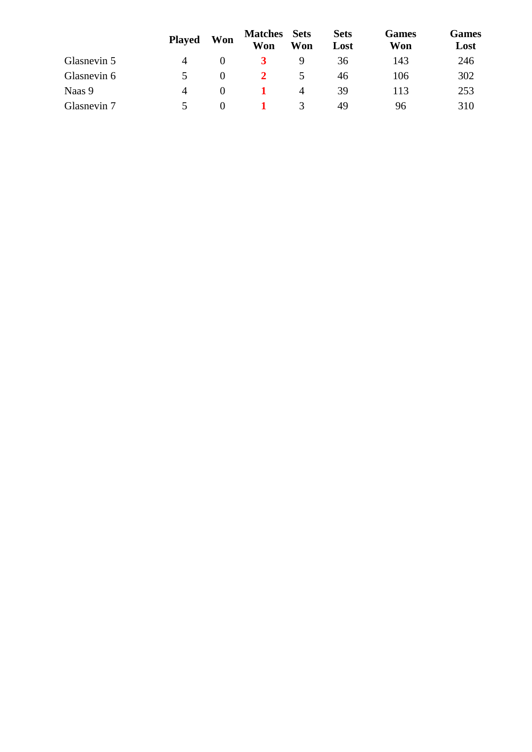| | Played | Won | Matches Won | Sets Won | Sets Lost | Games Won | Games Lost |
|---|---|---|---|---|---|---|---|
| Glasnevin 5 | 4 | 0 | **3** | 9 | 36 | 143 | 246 |
| Glasnevin 6 | 5 | 0 | **2** | 5 | 46 | 106 | 302 |
| Naas 9 | 4 | 0 | **1** | 4 | 39 | 113 | 253 |
| Glasnevin 7 | 5 | 0 | **1** | 3 | 49 | 96 | 310 |